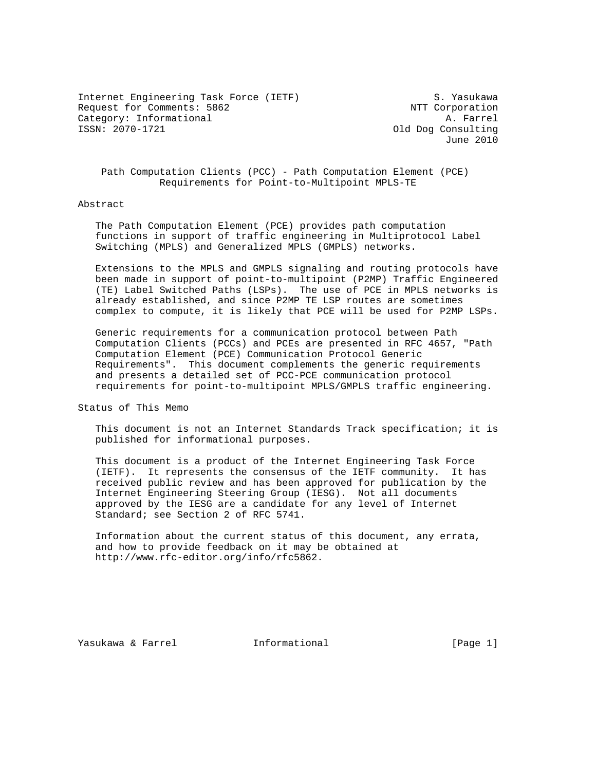Internet Engineering Task Force (IETF) S. Yasukawa
Request for Comments: 5862 NTT Corporation
Category: Informational A. Farrel
ISSN: 2070-1721 Old Dog Consulting
June 2010

# Path Computation Clients (PCC) - Path Computation Element (PCE) Requirements for Point-to-Multipoint MPLS-TE

## Abstract

The Path Computation Element (PCE) provides path computation functions in support of traffic engineering in Multiprotocol Label Switching (MPLS) and Generalized MPLS (GMPLS) networks.

Extensions to the MPLS and GMPLS signaling and routing protocols have been made in support of point-to-multipoint (P2MP) Traffic Engineered (TE) Label Switched Paths (LSPs). The use of PCE in MPLS networks is already established, and since P2MP TE LSP routes are sometimes complex to compute, it is likely that PCE will be used for P2MP LSPs.

Generic requirements for a communication protocol between Path Computation Clients (PCCs) and PCEs are presented in RFC 4657, "Path Computation Element (PCE) Communication Protocol Generic Requirements". This document complements the generic requirements and presents a detailed set of PCC-PCE communication protocol requirements for point-to-multipoint MPLS/GMPLS traffic engineering.

## Status of This Memo

This document is not an Internet Standards Track specification; it is published for informational purposes.

This document is a product of the Internet Engineering Task Force (IETF). It represents the consensus of the IETF community. It has received public review and has been approved for publication by the Internet Engineering Steering Group (IESG). Not all documents approved by the IESG are a candidate for any level of Internet Standard; see Section 2 of RFC 5741.

Information about the current status of this document, any errata, and how to provide feedback on it may be obtained at http://www.rfc-editor.org/info/rfc5862.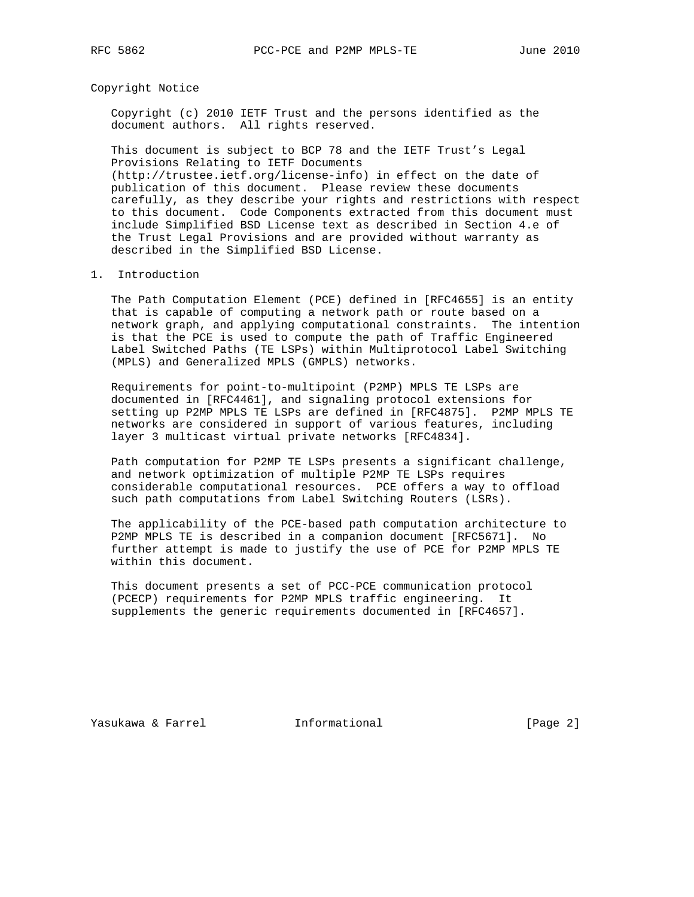## Copyright Notice

Copyright (c) 2010 IETF Trust and the persons identified as the document authors. All rights reserved.

This document is subject to BCP 78 and the IETF Trust's Legal Provisions Relating to IETF Documents (http://trustee.ietf.org/license-info) in effect on the date of publication of this document. Please review these documents carefully, as they describe your rights and restrictions with respect to this document. Code Components extracted from this document must include Simplified BSD License text as described in Section 4.e of the Trust Legal Provisions and are provided without warranty as described in the Simplified BSD License.

## 1. Introduction

The Path Computation Element (PCE) defined in [RFC4655] is an entity that is capable of computing a network path or route based on a network graph, and applying computational constraints. The intention is that the PCE is used to compute the path of Traffic Engineered Label Switched Paths (TE LSPs) within Multiprotocol Label Switching (MPLS) and Generalized MPLS (GMPLS) networks.

Requirements for point-to-multipoint (P2MP) MPLS TE LSPs are documented in [RFC4461], and signaling protocol extensions for setting up P2MP MPLS TE LSPs are defined in [RFC4875]. P2MP MPLS TE networks are considered in support of various features, including layer 3 multicast virtual private networks [RFC4834].

Path computation for P2MP TE LSPs presents a significant challenge, and network optimization of multiple P2MP TE LSPs requires considerable computational resources. PCE offers a way to offload such path computations from Label Switching Routers (LSRs).

The applicability of the PCE-based path computation architecture to P2MP MPLS TE is described in a companion document [RFC5671]. No further attempt is made to justify the use of PCE for P2MP MPLS TE within this document.

This document presents a set of PCC-PCE communication protocol (PCECP) requirements for P2MP MPLS traffic engineering. It supplements the generic requirements documented in [RFC4657].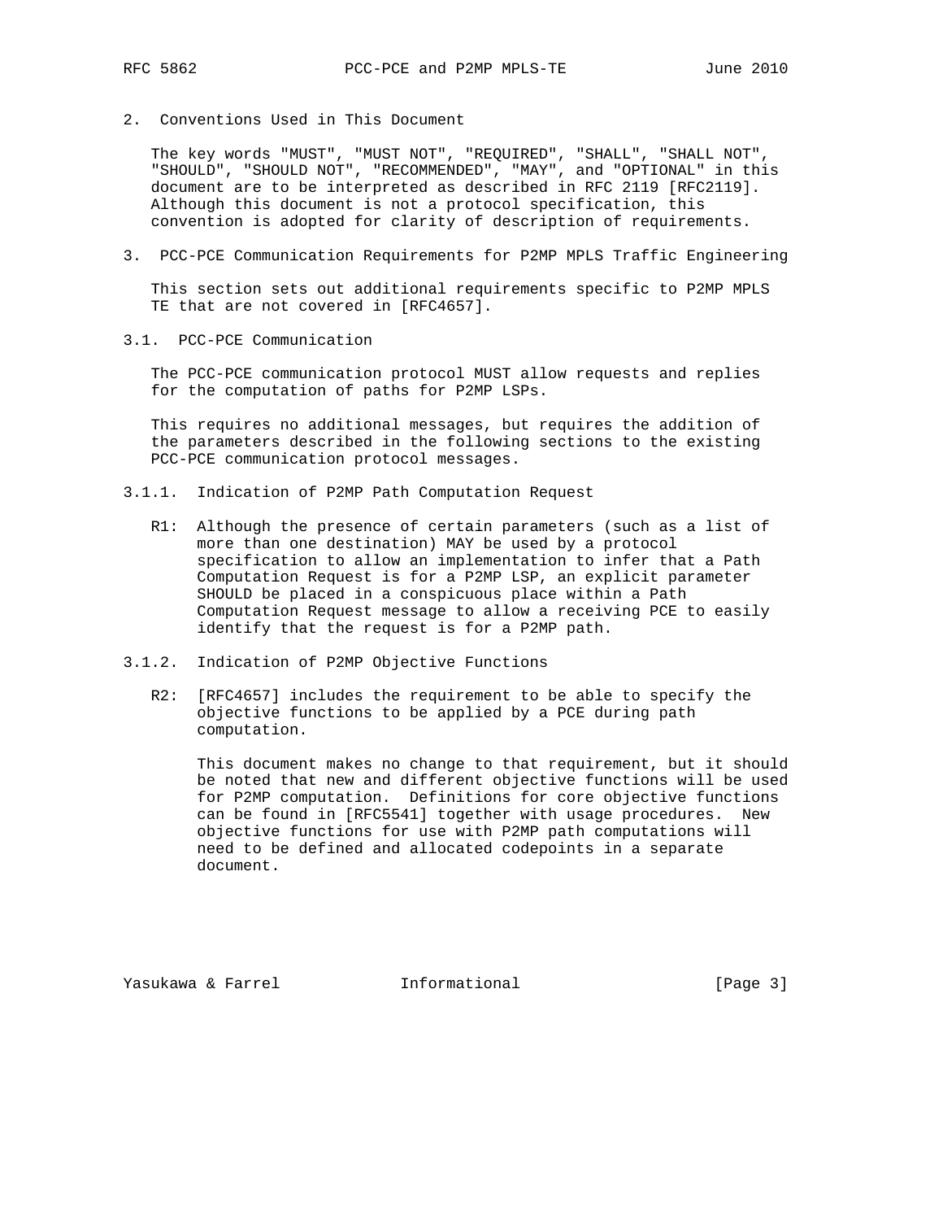## 2. Conventions Used in This Document

The key words "MUST", "MUST NOT", "REQUIRED", "SHALL", "SHALL NOT", "SHOULD", "SHOULD NOT", "RECOMMENDED", "MAY", and "OPTIONAL" in this document are to be interpreted as described in RFC 2119 [RFC2119]. Although this document is not a protocol specification, this convention is adopted for clarity of description of requirements.

## 3. PCC-PCE Communication Requirements for P2MP MPLS Traffic Engineering

This section sets out additional requirements specific to P2MP MPLS TE that are not covered in [RFC4657].

### 3.1. PCC-PCE Communication

The PCC-PCE communication protocol MUST allow requests and replies for the computation of paths for P2MP LSPs.

This requires no additional messages, but requires the addition of the parameters described in the following sections to the existing PCC-PCE communication protocol messages.

#### 3.1.1. Indication of P2MP Path Computation Request

R1: Although the presence of certain parameters (such as a list of more than one destination) MAY be used by a protocol specification to allow an implementation to infer that a Path Computation Request is for a P2MP LSP, an explicit parameter SHOULD be placed in a conspicuous place within a Path Computation Request message to allow a receiving PCE to easily identify that the request is for a P2MP path.

#### 3.1.2. Indication of P2MP Objective Functions

R2: [RFC4657] includes the requirement to be able to specify the objective functions to be applied by a PCE during path computation.

This document makes no change to that requirement, but it should be noted that new and different objective functions will be used for P2MP computation. Definitions for core objective functions can be found in [RFC5541] together with usage procedures. New objective functions for use with P2MP path computations will need to be defined and allocated codepoints in a separate document.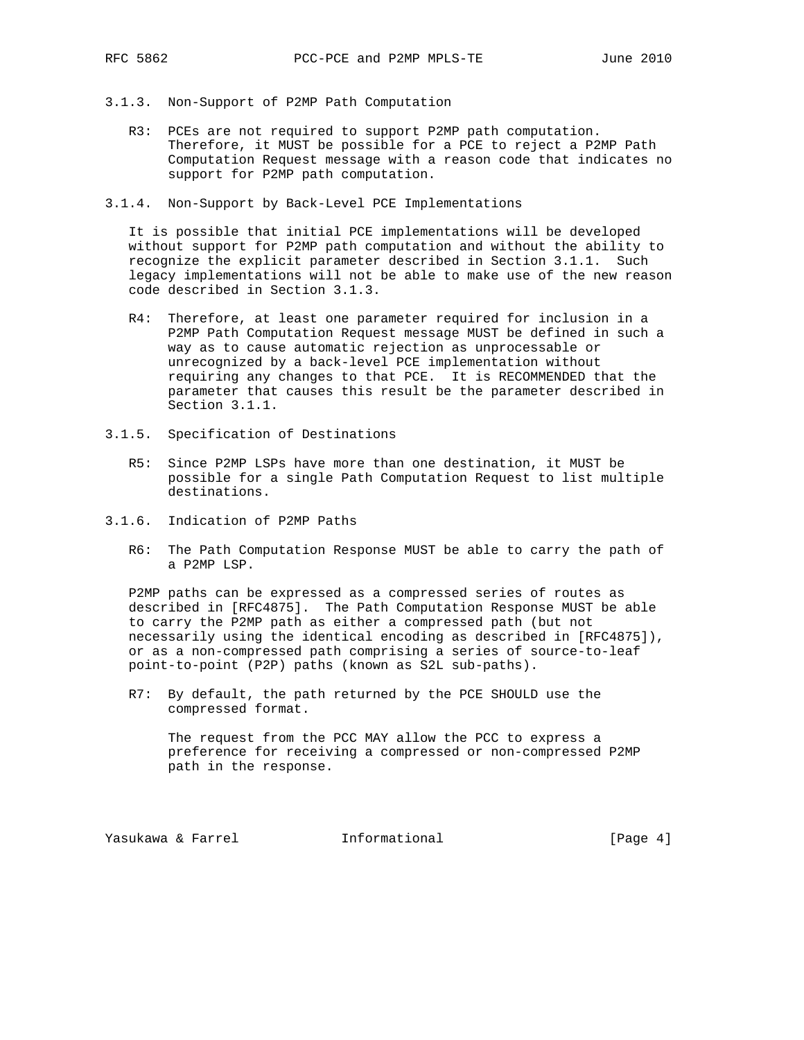### 3.1.3. Non-Support of P2MP Path Computation

R3: PCEs are not required to support P2MP path computation. Therefore, it MUST be possible for a PCE to reject a P2MP Path Computation Request message with a reason code that indicates no support for P2MP path computation.

### 3.1.4. Non-Support by Back-Level PCE Implementations

It is possible that initial PCE implementations will be developed without support for P2MP path computation and without the ability to recognize the explicit parameter described in Section 3.1.1. Such legacy implementations will not be able to make use of the new reason code described in Section 3.1.3.

R4: Therefore, at least one parameter required for inclusion in a P2MP Path Computation Request message MUST be defined in such a way as to cause automatic rejection as unprocessable or unrecognized by a back-level PCE implementation without requiring any changes to that PCE. It is RECOMMENDED that the parameter that causes this result be the parameter described in Section 3.1.1.

### 3.1.5. Specification of Destinations

R5: Since P2MP LSPs have more than one destination, it MUST be possible for a single Path Computation Request to list multiple destinations.

### 3.1.6. Indication of P2MP Paths

R6: The Path Computation Response MUST be able to carry the path of a P2MP LSP.

P2MP paths can be expressed as a compressed series of routes as described in [RFC4875]. The Path Computation Response MUST be able to carry the P2MP path as either a compressed path (but not necessarily using the identical encoding as described in [RFC4875]), or as a non-compressed path comprising a series of source-to-leaf point-to-point (P2P) paths (known as S2L sub-paths).

R7: By default, the path returned by the PCE SHOULD use the compressed format.

The request from the PCC MAY allow the PCC to express a preference for receiving a compressed or non-compressed P2MP path in the response.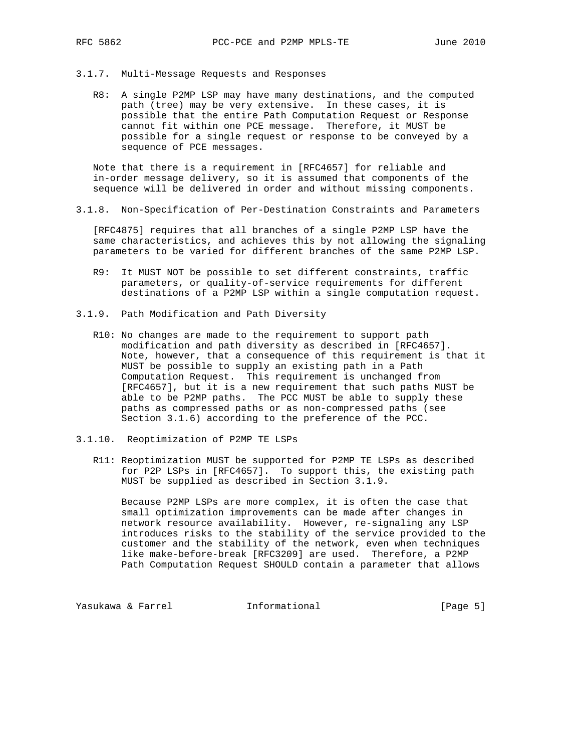#### 3.1.7. Multi-Message Requests and Responses

R8: A single P2MP LSP may have many destinations, and the computed path (tree) may be very extensive. In these cases, it is possible that the entire Path Computation Request or Response cannot fit within one PCE message. Therefore, it MUST be possible for a single request or response to be conveyed by a sequence of PCE messages.

Note that there is a requirement in [RFC4657] for reliable and in-order message delivery, so it is assumed that components of the sequence will be delivered in order and without missing components.

#### 3.1.8. Non-Specification of Per-Destination Constraints and Parameters

[RFC4875] requires that all branches of a single P2MP LSP have the same characteristics, and achieves this by not allowing the signaling parameters to be varied for different branches of the same P2MP LSP.

R9: It MUST NOT be possible to set different constraints, traffic parameters, or quality-of-service requirements for different destinations of a P2MP LSP within a single computation request.

#### 3.1.9. Path Modification and Path Diversity

R10: No changes are made to the requirement to support path modification and path diversity as described in [RFC4657]. Note, however, that a consequence of this requirement is that it MUST be possible to supply an existing path in a Path Computation Request. This requirement is unchanged from [RFC4657], but it is a new requirement that such paths MUST be able to be P2MP paths. The PCC MUST be able to supply these paths as compressed paths or as non-compressed paths (see Section 3.1.6) according to the preference of the PCC.

#### 3.1.10. Reoptimization of P2MP TE LSPs

R11: Reoptimization MUST be supported for P2MP TE LSPs as described for P2P LSPs in [RFC4657]. To support this, the existing path MUST be supplied as described in Section 3.1.9.

Because P2MP LSPs are more complex, it is often the case that small optimization improvements can be made after changes in network resource availability. However, re-signaling any LSP introduces risks to the stability of the service provided to the customer and the stability of the network, even when techniques like make-before-break [RFC3209] are used. Therefore, a P2MP Path Computation Request SHOULD contain a parameter that allows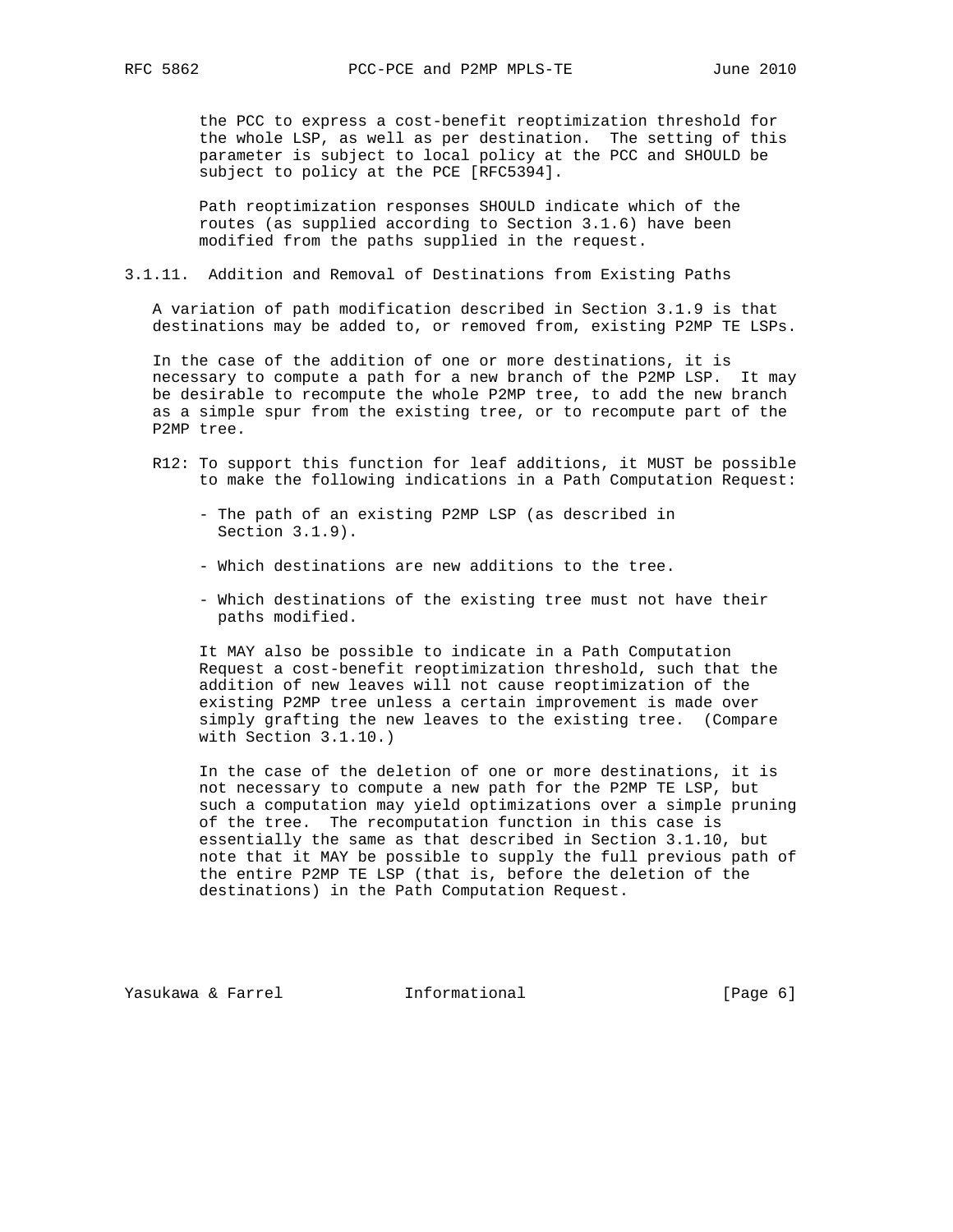the PCC to express a cost-benefit reoptimization threshold for the whole LSP, as well as per destination. The setting of this parameter is subject to local policy at the PCC and SHOULD be subject to policy at the PCE [RFC5394].

Path reoptimization responses SHOULD indicate which of the routes (as supplied according to Section 3.1.6) have been modified from the paths supplied in the request.

### 3.1.11. Addition and Removal of Destinations from Existing Paths

A variation of path modification described in Section 3.1.9 is that destinations may be added to, or removed from, existing P2MP TE LSPs.

In the case of the addition of one or more destinations, it is necessary to compute a path for a new branch of the P2MP LSP. It may be desirable to recompute the whole P2MP tree, to add the new branch as a simple spur from the existing tree, or to recompute part of the P2MP tree.

R12: To support this function for leaf additions, it MUST be possible to make the following indications in a Path Computation Request:

- The path of an existing P2MP LSP (as described in Section 3.1.9).
- Which destinations are new additions to the tree.
- Which destinations of the existing tree must not have their paths modified.

It MAY also be possible to indicate in a Path Computation Request a cost-benefit reoptimization threshold, such that the addition of new leaves will not cause reoptimization of the existing P2MP tree unless a certain improvement is made over simply grafting the new leaves to the existing tree. (Compare with Section 3.1.10.)

In the case of the deletion of one or more destinations, it is not necessary to compute a new path for the P2MP TE LSP, but such a computation may yield optimizations over a simple pruning of the tree. The recomputation function in this case is essentially the same as that described in Section 3.1.10, but note that it MAY be possible to supply the full previous path of the entire P2MP TE LSP (that is, before the deletion of the destinations) in the Path Computation Request.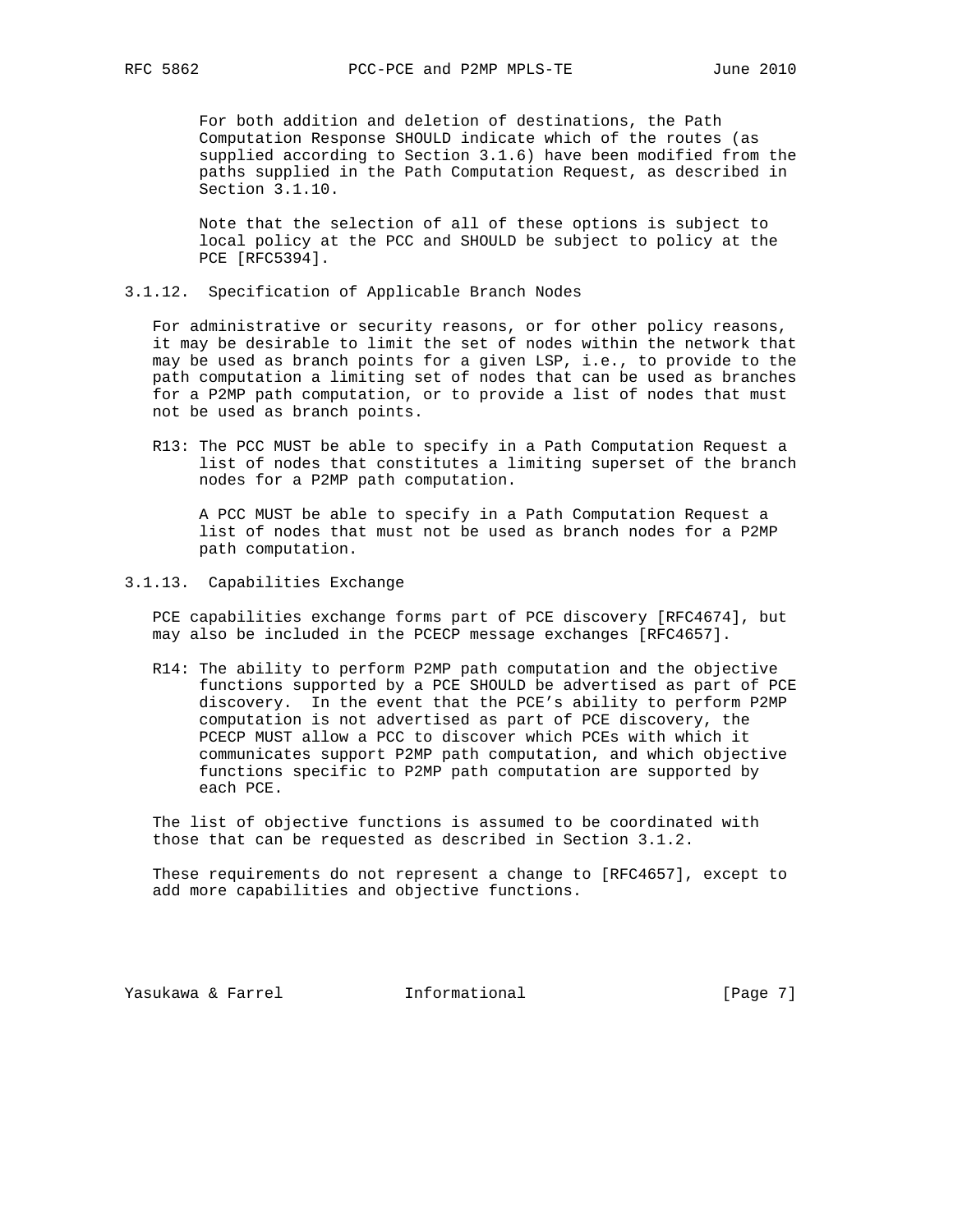For both addition and deletion of destinations, the Path Computation Response SHOULD indicate which of the routes (as supplied according to Section 3.1.6) have been modified from the paths supplied in the Path Computation Request, as described in Section 3.1.10.

Note that the selection of all of these options is subject to local policy at the PCC and SHOULD be subject to policy at the PCE [RFC5394].

### 3.1.12. Specification of Applicable Branch Nodes

For administrative or security reasons, or for other policy reasons, it may be desirable to limit the set of nodes within the network that may be used as branch points for a given LSP, i.e., to provide to the path computation a limiting set of nodes that can be used as branches for a P2MP path computation, or to provide a list of nodes that must not be used as branch points.

R13: The PCC MUST be able to specify in a Path Computation Request a list of nodes that constitutes a limiting superset of the branch nodes for a P2MP path computation.

A PCC MUST be able to specify in a Path Computation Request a list of nodes that must not be used as branch nodes for a P2MP path computation.

### 3.1.13. Capabilities Exchange

PCE capabilities exchange forms part of PCE discovery [RFC4674], but may also be included in the PCECP message exchanges [RFC4657].

R14: The ability to perform P2MP path computation and the objective functions supported by a PCE SHOULD be advertised as part of PCE discovery. In the event that the PCE's ability to perform P2MP computation is not advertised as part of PCE discovery, the PCECP MUST allow a PCC to discover which PCEs with which it communicates support P2MP path computation, and which objective functions specific to P2MP path computation are supported by each PCE.

The list of objective functions is assumed to be coordinated with those that can be requested as described in Section 3.1.2.

These requirements do not represent a change to [RFC4657], except to add more capabilities and objective functions.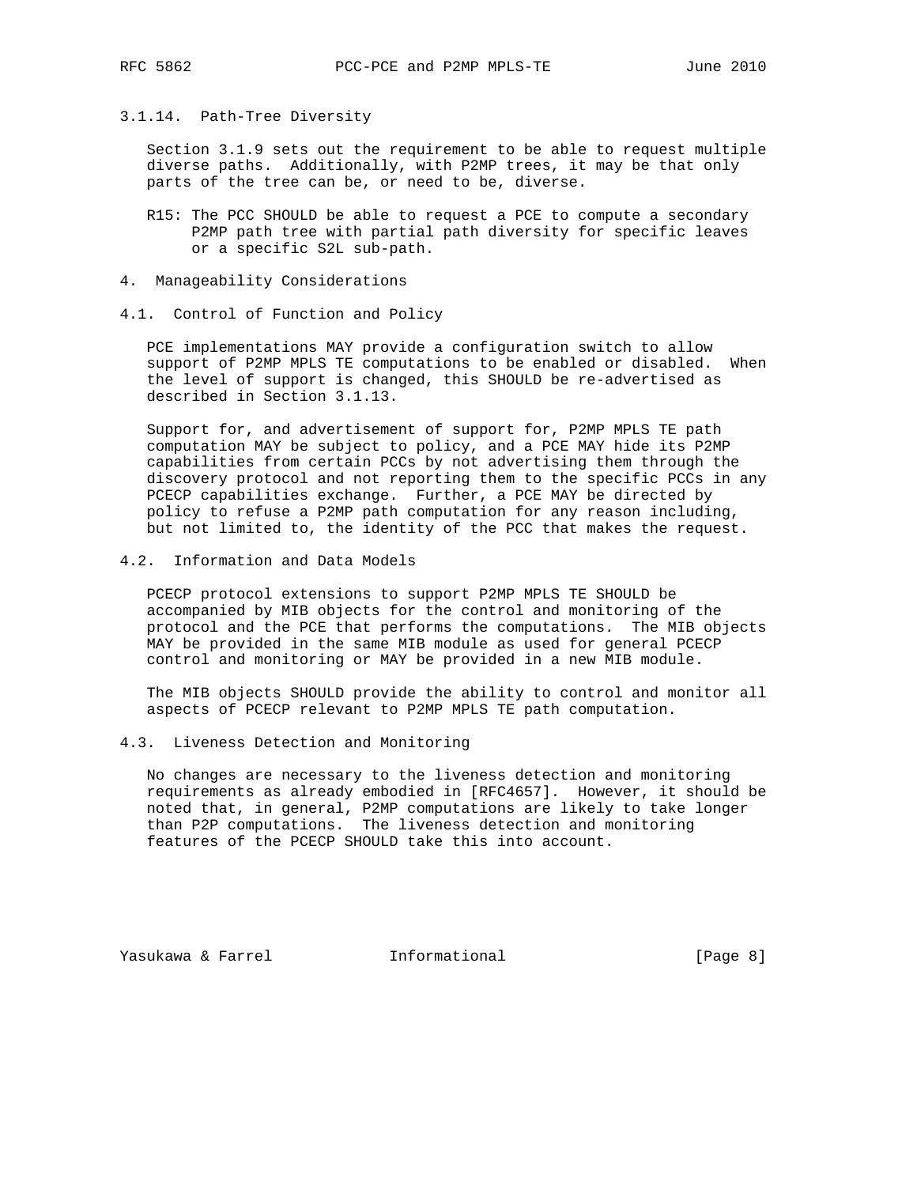### 3.1.14. Path-Tree Diversity

Section 3.1.9 sets out the requirement to be able to request multiple diverse paths. Additionally, with P2MP trees, it may be that only parts of the tree can be, or need to be, diverse.

R15: The PCC SHOULD be able to request a PCE to compute a secondary P2MP path tree with partial path diversity for specific leaves or a specific S2L sub-path.

## 4. Manageability Considerations

### 4.1. Control of Function and Policy

PCE implementations MAY provide a configuration switch to allow support of P2MP MPLS TE computations to be enabled or disabled. When the level of support is changed, this SHOULD be re-advertised as described in Section 3.1.13.

Support for, and advertisement of support for, P2MP MPLS TE path computation MAY be subject to policy, and a PCE MAY hide its P2MP capabilities from certain PCCs by not advertising them through the discovery protocol and not reporting them to the specific PCCs in any PCECP capabilities exchange. Further, a PCE MAY be directed by policy to refuse a P2MP path computation for any reason including, but not limited to, the identity of the PCC that makes the request.

### 4.2. Information and Data Models

PCECP protocol extensions to support P2MP MPLS TE SHOULD be accompanied by MIB objects for the control and monitoring of the protocol and the PCE that performs the computations. The MIB objects MAY be provided in the same MIB module as used for general PCECP control and monitoring or MAY be provided in a new MIB module.

The MIB objects SHOULD provide the ability to control and monitor all aspects of PCECP relevant to P2MP MPLS TE path computation.

### 4.3. Liveness Detection and Monitoring

No changes are necessary to the liveness detection and monitoring requirements as already embodied in [RFC4657]. However, it should be noted that, in general, P2MP computations are likely to take longer than P2P computations. The liveness detection and monitoring features of the PCECP SHOULD take this into account.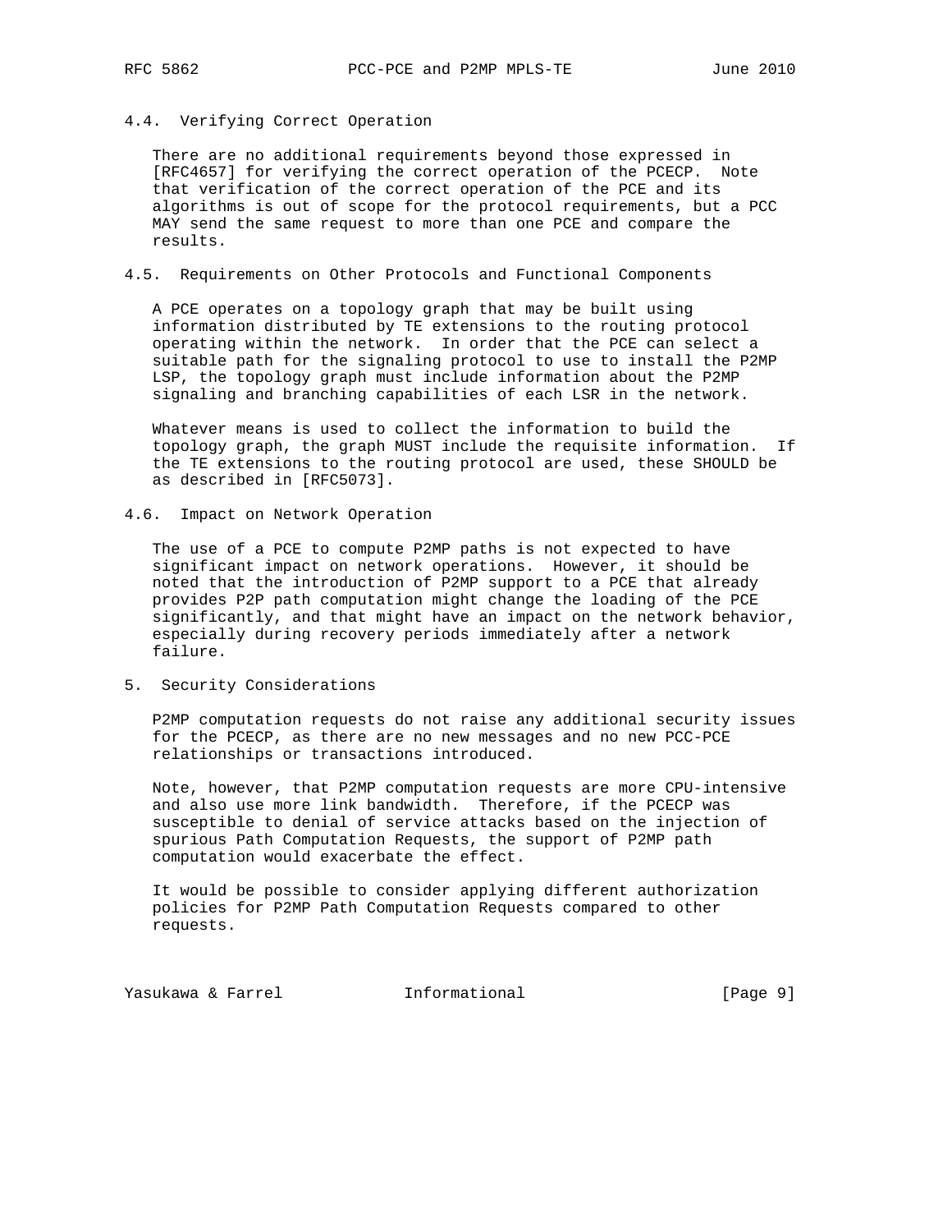### 4.4. Verifying Correct Operation

There are no additional requirements beyond those expressed in [RFC4657] for verifying the correct operation of the PCECP. Note that verification of the correct operation of the PCE and its algorithms is out of scope for the protocol requirements, but a PCC MAY send the same request to more than one PCE and compare the results.

### 4.5. Requirements on Other Protocols and Functional Components

A PCE operates on a topology graph that may be built using information distributed by TE extensions to the routing protocol operating within the network. In order that the PCE can select a suitable path for the signaling protocol to use to install the P2MP LSP, the topology graph must include information about the P2MP signaling and branching capabilities of each LSR in the network.

Whatever means is used to collect the information to build the topology graph, the graph MUST include the requisite information. If the TE extensions to the routing protocol are used, these SHOULD be as described in [RFC5073].

### 4.6. Impact on Network Operation

The use of a PCE to compute P2MP paths is not expected to have significant impact on network operations. However, it should be noted that the introduction of P2MP support to a PCE that already provides P2P path computation might change the loading of the PCE significantly, and that might have an impact on the network behavior, especially during recovery periods immediately after a network failure.

## 5. Security Considerations

P2MP computation requests do not raise any additional security issues for the PCECP, as there are no new messages and no new PCC-PCE relationships or transactions introduced.

Note, however, that P2MP computation requests are more CPU-intensive and also use more link bandwidth. Therefore, if the PCECP was susceptible to denial of service attacks based on the injection of spurious Path Computation Requests, the support of P2MP path computation would exacerbate the effect.

It would be possible to consider applying different authorization policies for P2MP Path Computation Requests compared to other requests.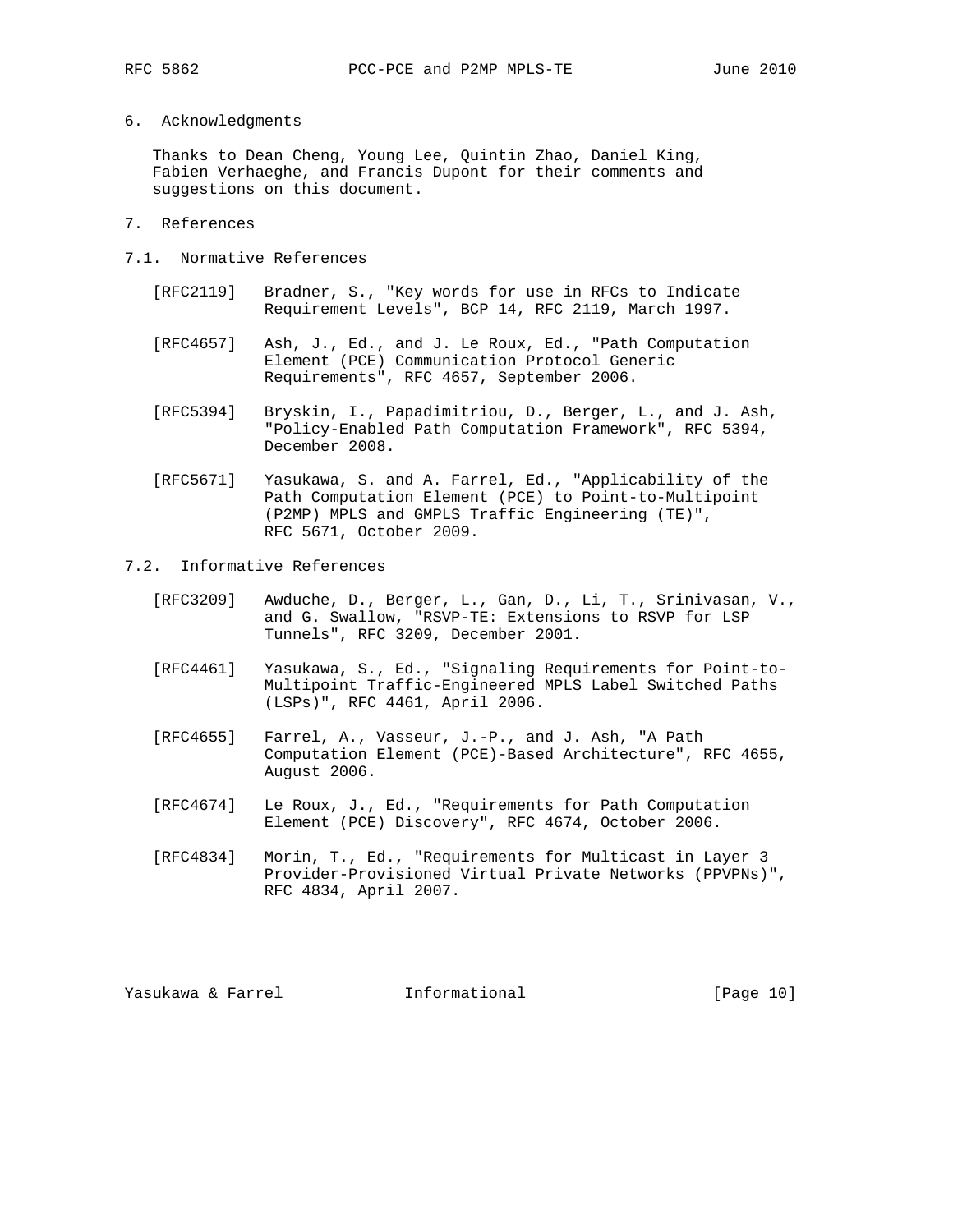## 6. Acknowledgments

Thanks to Dean Cheng, Young Lee, Quintin Zhao, Daniel King, Fabien Verhaeghe, and Francis Dupont for their comments and suggestions on this document.

## 7. References

### 7.1. Normative References

[RFC2119] Bradner, S., "Key words for use in RFCs to Indicate Requirement Levels", BCP 14, RFC 2119, March 1997.

[RFC4657] Ash, J., Ed., and J. Le Roux, Ed., "Path Computation Element (PCE) Communication Protocol Generic Requirements", RFC 4657, September 2006.

[RFC5394] Bryskin, I., Papadimitriou, D., Berger, L., and J. Ash, "Policy-Enabled Path Computation Framework", RFC 5394, December 2008.

[RFC5671] Yasukawa, S. and A. Farrel, Ed., "Applicability of the Path Computation Element (PCE) to Point-to-Multipoint (P2MP) MPLS and GMPLS Traffic Engineering (TE)", RFC 5671, October 2009.

### 7.2. Informative References

[RFC3209] Awduche, D., Berger, L., Gan, D., Li, T., Srinivasan, V., and G. Swallow, "RSVP-TE: Extensions to RSVP for LSP Tunnels", RFC 3209, December 2001.

[RFC4461] Yasukawa, S., Ed., "Signaling Requirements for Point-to-Multipoint Traffic-Engineered MPLS Label Switched Paths (LSPs)", RFC 4461, April 2006.

[RFC4655] Farrel, A., Vasseur, J.-P., and J. Ash, "A Path Computation Element (PCE)-Based Architecture", RFC 4655, August 2006.

[RFC4674] Le Roux, J., Ed., "Requirements for Path Computation Element (PCE) Discovery", RFC 4674, October 2006.

[RFC4834] Morin, T., Ed., "Requirements for Multicast in Layer 3 Provider-Provisioned Virtual Private Networks (PPVPNs)", RFC 4834, April 2007.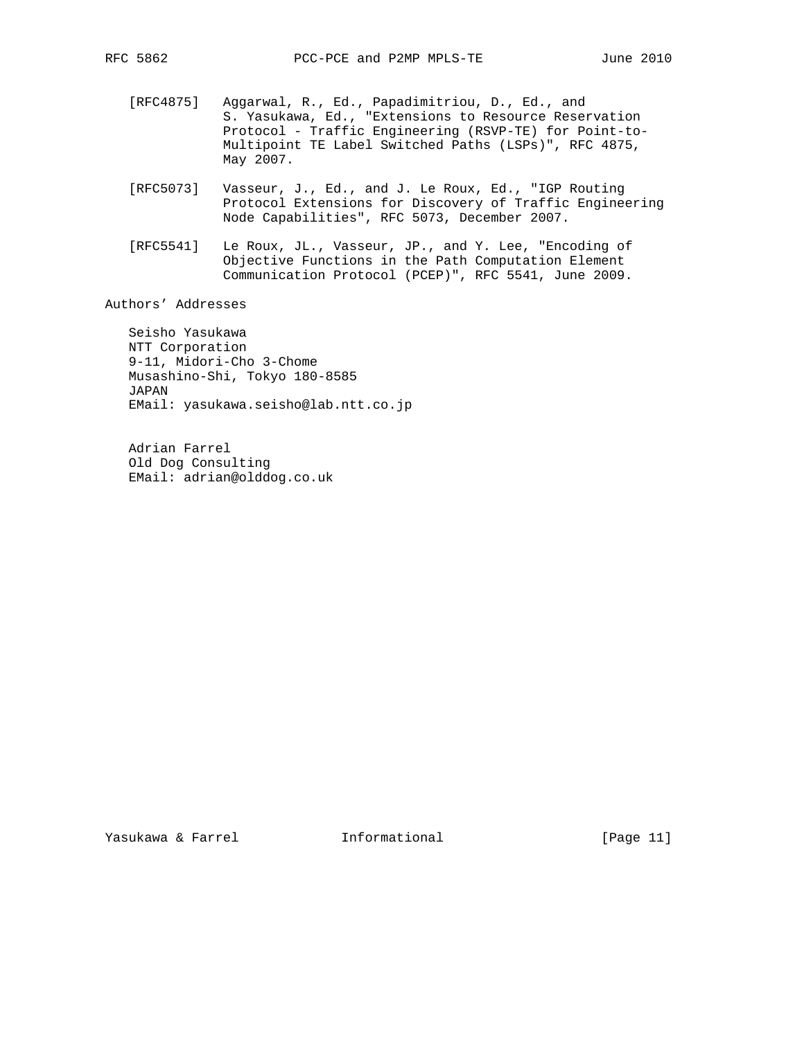[RFC4875] Aggarwal, R., Ed., Papadimitriou, D., Ed., and S. Yasukawa, Ed., "Extensions to Resource Reservation Protocol - Traffic Engineering (RSVP-TE) for Point-to-Multipoint TE Label Switched Paths (LSPs)", RFC 4875, May 2007.

[RFC5073] Vasseur, J., Ed., and J. Le Roux, Ed., "IGP Routing Protocol Extensions for Discovery of Traffic Engineering Node Capabilities", RFC 5073, December 2007.

[RFC5541] Le Roux, JL., Vasseur, JP., and Y. Lee, "Encoding of Objective Functions in the Path Computation Element Communication Protocol (PCEP)", RFC 5541, June 2009.

## Authors' Addresses

Seisho Yasukawa
NTT Corporation
9-11, Midori-Cho 3-Chome
Musashino-Shi, Tokyo 180-8585
JAPAN
EMail: yasukawa.seisho@lab.ntt.co.jp

Adrian Farrel
Old Dog Consulting
EMail: adrian@olddog.co.uk